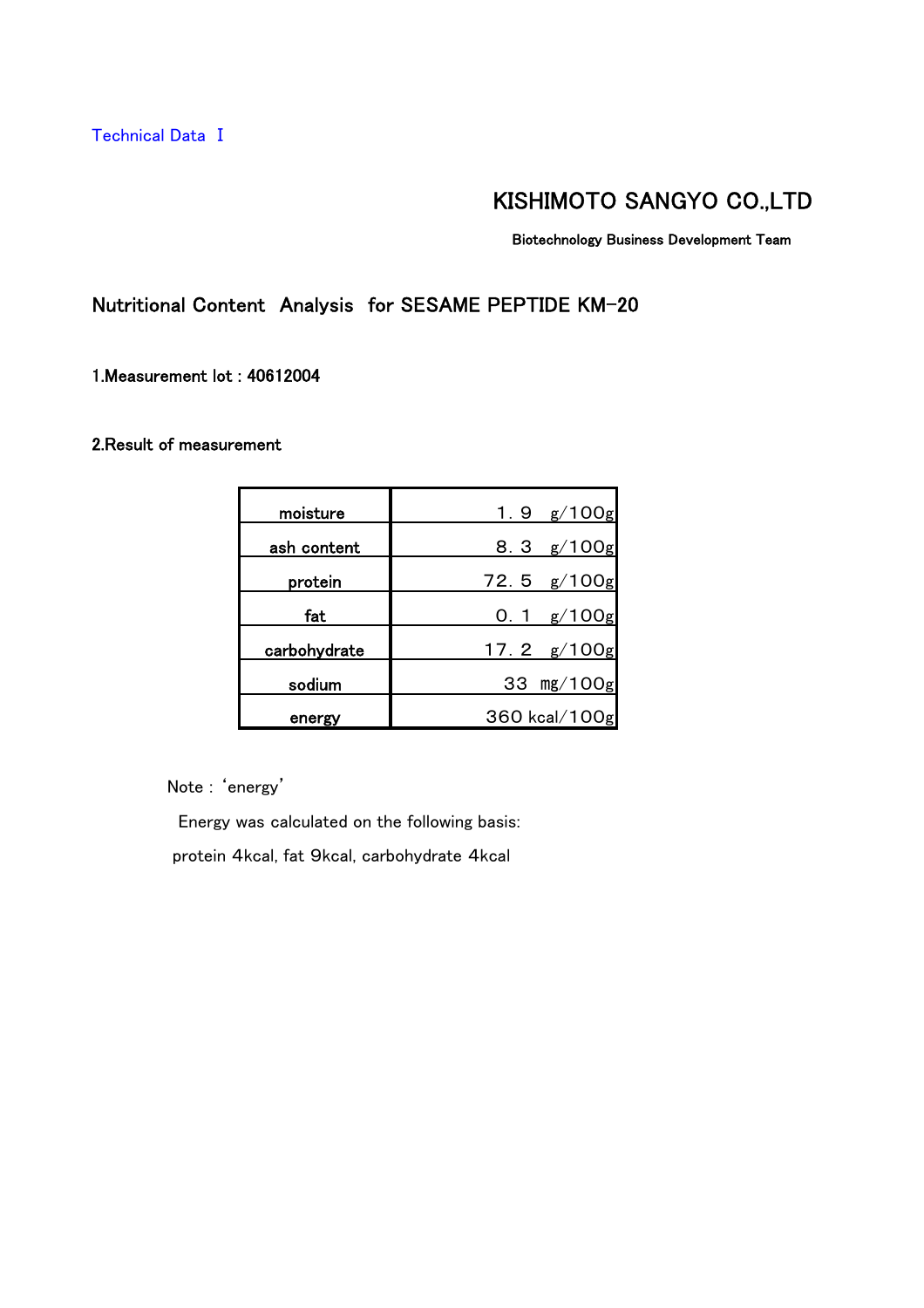Technical Data Ⅰ

KISHIMOTO SANGYO CO.,LTD

Biotechnology Business Development Team

## Nutritional Content Analysis for SESAME PEPTIDE KM-20

**1.Measurement lot : 40612004**

**2.Result of measurement**

| | |
|---|---|
| moisture | 1．9 g/100g |
| ash content | 8．3 g/100g |
| protein | 72．5 g/100g |
| fat | 0．1 g/100g |
| carbohydrate | 17．2 g/100g |
| sodium | 33 mg/100g |
| energy | 360 kcal/100g |

Note : ‘energy’

Energy was calculated on the following basis:

protein 4kcal, fat 9kcal, carbohydrate 4kcal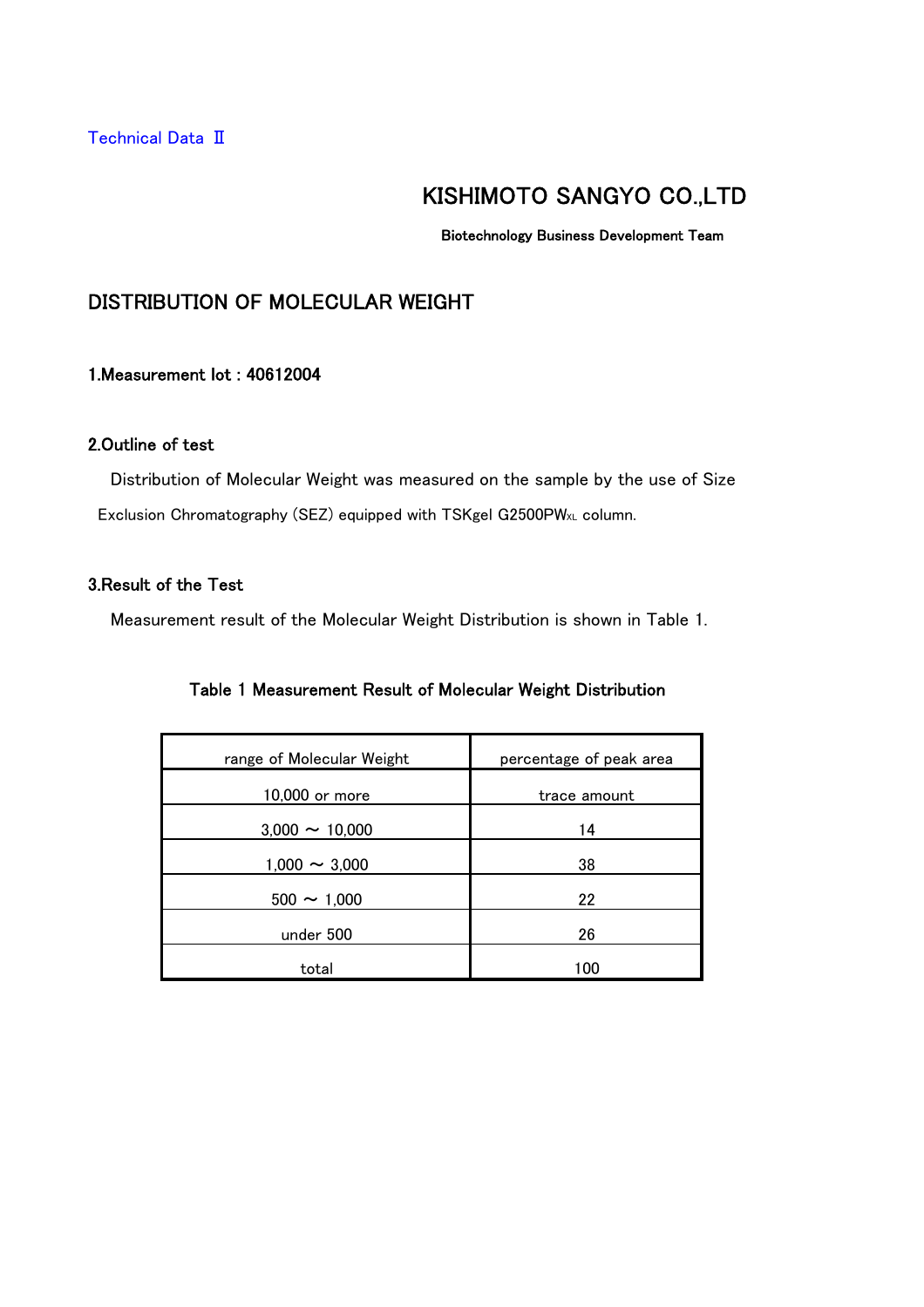Technical Data Ⅱ

KISHIMOTO SANGYO CO.,LTD

Biotechnology Business Development Team

## DISTRIBUTION OF MOLECULAR WEIGHT

### 1.Measurement lot : 40612004

### 2.Outline of test

Distribution of Molecular Weight was measured on the sample by the use of Size Exclusion Chromatography (SEZ) equipped with TSKgel G2500PW$_{XL}$ column.

### 3.Result of the Test

Measurement result of the Molecular Weight Distribution is shown in Table 1.

**Table 1 Measurement Result of Molecular Weight Distribution**

| range of Molecular Weight | percentage of peak area |
|---|---|
| 10,000 or more | trace amount |
| 3,000 ～ 10,000 | 14 |
| 1,000 ～ 3,000 | 38 |
| 500 ～ 1,000 | 22 |
| under 500 | 26 |
| total | 100 |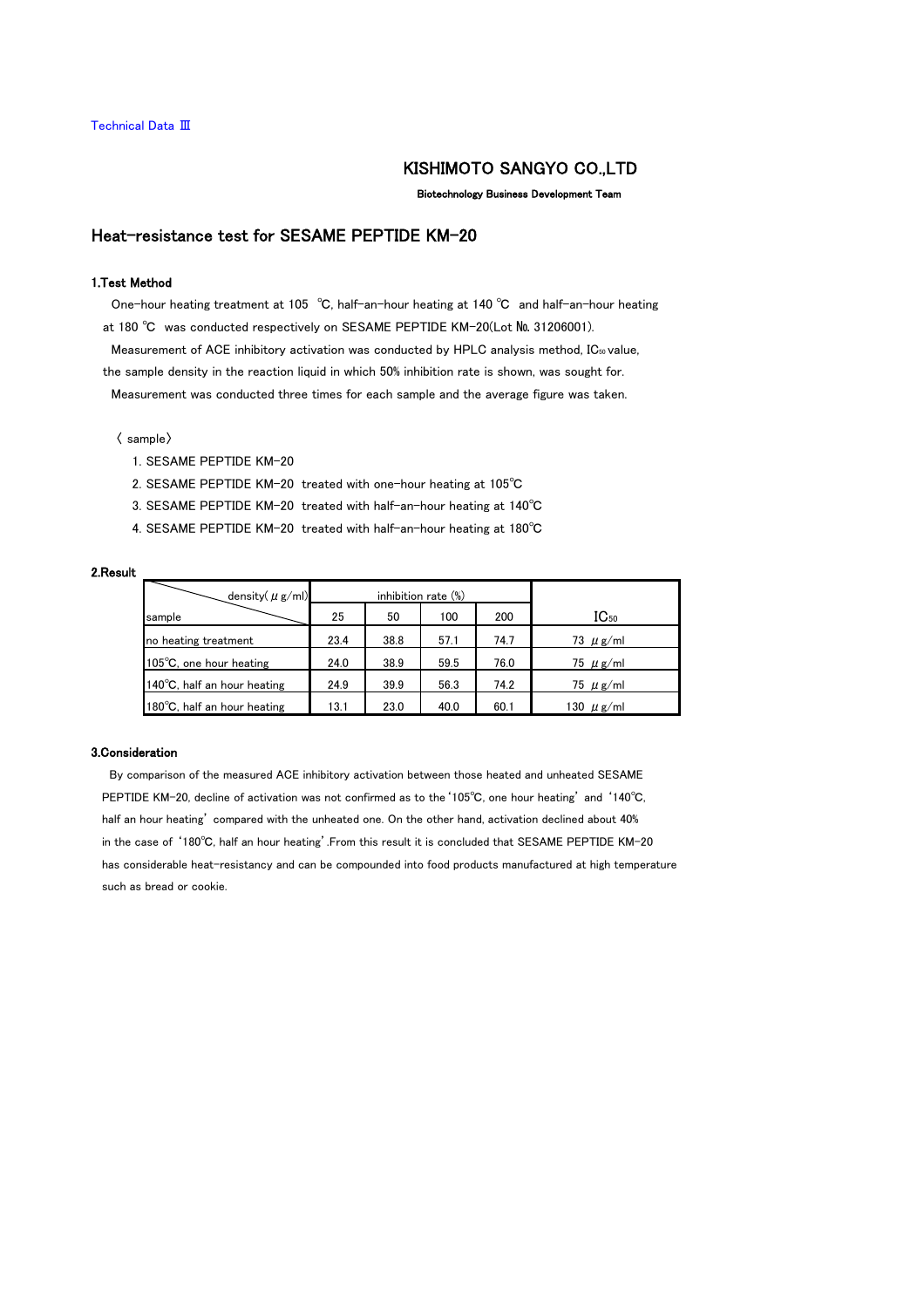Technical Data Ⅲ

KISHIMOTO SANGYO CO.,LTD

**Biotechnology Business Development Team**

## Heat-resistance test for SESAME PEPTIDE KM-20

### 1.Test Method

One-hour heating treatment at 105 ℃, half-an-hour heating at 140 ℃ and half-an-hour heating at 180 ℃ was conducted respectively on SESAME PEPTIDE KM-20(Lot №. 31206001).

Measurement of ACE inhibitory activation was conducted by HPLC analysis method, $IC_{50}$ value, the sample density in the reaction liquid in which 50% inhibition rate is shown, was sought for.

Measurement was conducted three times for each sample and the average figure was taken.

〈 sample〉

1. SESAME PEPTIDE KM-20
2. SESAME PEPTIDE KM-20 treated with one-hour heating at 105℃
3. SESAME PEPTIDE KM-20 treated with half-an-hour heating at 140℃
4. SESAME PEPTIDE KM-20 treated with half-an-hour heating at 180℃

### 2.Result

| density(μg/ml) / sample | inhibition rate (%) | | | | $IC_{50}$ |
|---|---|---|---|---|---|
| | 25 | 50 | 100 | 200 | |
| no heating treatment | 23.4 | 38.8 | 57.1 | 74.7 | 73 μg/ml |
| 105℃, one hour heating | 24.0 | 38.9 | 59.5 | 76.0 | 75 μg/ml |
| 140℃, half an hour heating | 24.9 | 39.9 | 56.3 | 74.2 | 75 μg/ml |
| 180℃, half an hour heating | 13.1 | 23.0 | 40.0 | 60.1 | 130 μg/ml |

### 3.Consideration

By comparison of the measured ACE inhibitory activation between those heated and unheated SESAME PEPTIDE KM-20, decline of activation was not confirmed as to the '105℃, one hour heating' and '140℃, half an hour heating' compared with the unheated one. On the other hand, activation declined about 40% in the case of '180℃, half an hour heating'.From this result it is concluded that SESAME PEPTIDE KM-20 has considerable heat-resistancy and can be compounded into food products manufactured at high temperature such as bread or cookie.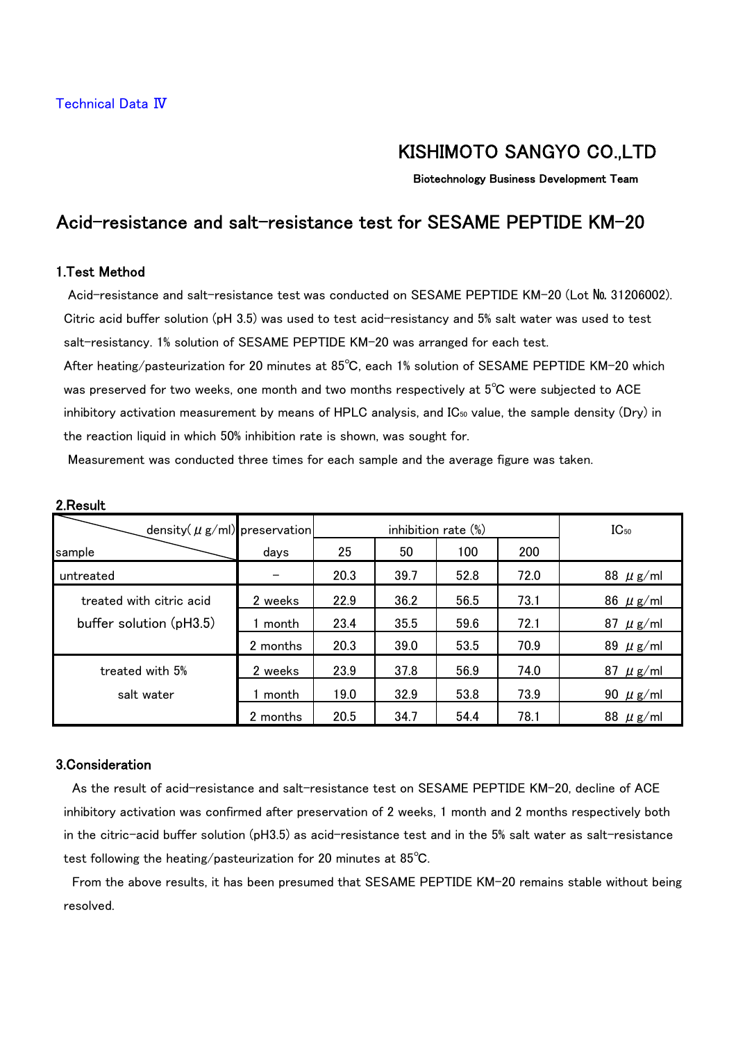Technical Data Ⅳ

KISHIMOTO SANGYO CO.,LTD

**Biotechnology Business Development Team**

# Acid-resistance and salt-resistance test for SESAME PEPTIDE KM-20

## 1.Test Method

Acid-resistance and salt-resistance test was conducted on SESAME PEPTIDE KM-20 (Lot №. 31206002). Citric acid buffer solution (pH 3.5) was used to test acid-resistancy and 5% salt water was used to test salt-resistancy. 1% solution of SESAME PEPTIDE KM-20 was arranged for each test.

After heating/pasteurization for 20 minutes at 85℃, each 1% solution of SESAME PEPTIDE KM-20 which was preserved for two weeks, one month and two months respectively at 5℃ were subjected to ACE inhibitory activation measurement by means of HPLC analysis, and $IC_{50}$ value, the sample density (Dry) in the reaction liquid in which 50% inhibition rate is shown, was sought for.

Measurement was conducted three times for each sample and the average figure was taken.

## 2.Result

| sample \ density(μg/ml) | preservation days | inhibition rate (%) | | | | $IC_{50}$ |
|---|---|---|---|---|---|---|
| | | 25 | 50 | 100 | 200 | |
| untreated | – | 20.3 | 39.7 | 52.8 | 72.0 | 88 μg/ml |
| treated with citric acid buffer solution (pH3.5) | 2 weeks | 22.9 | 36.2 | 56.5 | 73.1 | 86 μg/ml |
| | 1 month | 23.4 | 35.5 | 59.6 | 72.1 | 87 μg/ml |
| | 2 months | 20.3 | 39.0 | 53.5 | 70.9 | 89 μg/ml |
| treated with 5% salt water | 2 weeks | 23.9 | 37.8 | 56.9 | 74.0 | 87 μg/ml |
| | 1 month | 19.0 | 32.9 | 53.8 | 73.9 | 90 μg/ml |
| | 2 months | 20.5 | 34.7 | 54.4 | 78.1 | 88 μg/ml |

## 3.Consideration

As the result of acid-resistance and salt-resistance test on SESAME PEPTIDE KM-20, decline of ACE inhibitory activation was confirmed after preservation of 2 weeks, 1 month and 2 months respectively both in the citric-acid buffer solution (pH3.5) as acid-resistance test and in the 5% salt water as salt-resistance test following the heating/pasteurization for 20 minutes at 85℃.

From the above results, it has been presumed that SESAME PEPTIDE KM-20 remains stable without being resolved.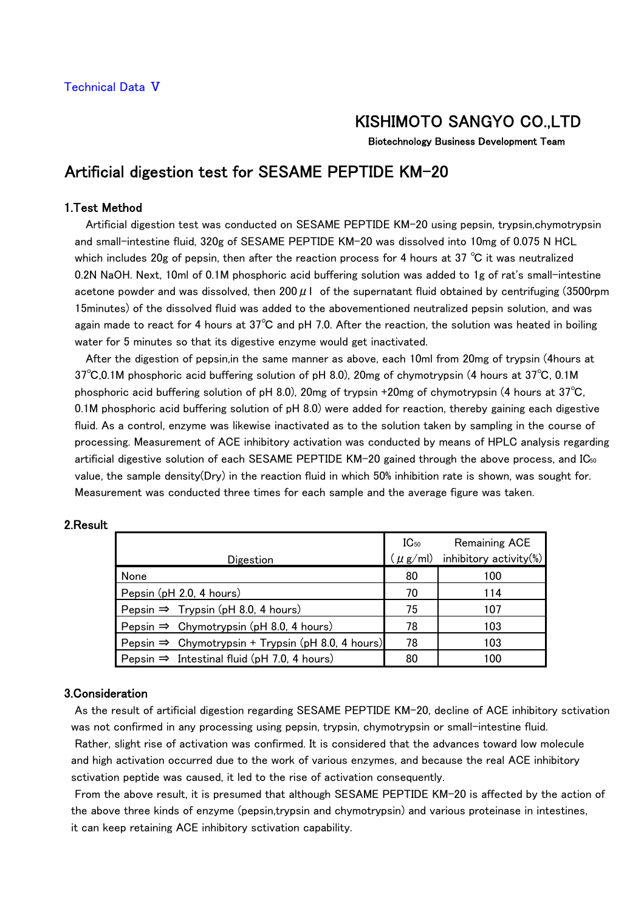Technical Data Ⅴ

KISHIMOTO SANGYO CO.,LTD

Biotechnology Business Development Team

# Artificial digestion test for SESAME PEPTIDE KM-20

## 1.Test Method

Artificial digestion test was conducted on SESAME PEPTIDE KM-20 using pepsin, trypsin,chymotrypsin and small-intestine fluid, 320g of SESAME PEPTIDE KM-20 was dissolved into 10mg of 0.075 N HCL which includes 20g of pepsin, then after the reaction process for 4 hours at 37 ℃ it was neutralized 0.2N NaOH. Next, 10ml of 0.1M phosphoric acid buffering solution was added to 1g of rat's small-intestine acetone powder and was dissolved, then 200 $\mu$ l of the supernatant fluid obtained by centrifuging (3500rpm 15minutes) of the dissolved fluid was added to the abovementioned neutralized pepsin solution, and was again made to react for 4 hours at 37℃ and pH 7.0. After the reaction, the solution was heated in boiling water for 5 minutes so that its digestive enzyme would get inactivated.

After the digestion of pepsin,in the same manner as above, each 10ml from 20mg of trypsin (4hours at 37℃,0.1M phosphoric acid buffering solution of pH 8.0), 20mg of chymotrypsin (4 hours at 37℃, 0.1M phosphoric acid buffering solution of pH 8.0), 20mg of trypsin +20mg of chymotrypsin (4 hours at 37℃, 0.1M phosphoric acid buffering solution of pH 8.0) were added for reaction, thereby gaining each digestive fluid. As a control, enzyme was likewise inactivated as to the solution taken by sampling in the course of processing. Measurement of ACE inhibitory activation was conducted by means of HPLC analysis regarding artificial digestive solution of each SESAME PEPTIDE KM-20 gained through the above process, and $IC_{50}$ value, the sample density(Dry) in the reaction fluid in which 50% inhibition rate is shown, was sought for. Measurement was conducted three times for each sample and the average figure was taken.

## 2.Result

| Digestion | $IC_{50}$ ($\mu$g/ml) | Remaining ACE inhibitory activity(%) |
|---|---|---|
| None | 80 | 100 |
| Pepsin (pH 2.0, 4 hours) | 70 | 114 |
| Pepsin ⇒ Trypsin (pH 8.0, 4 hours) | 75 | 107 |
| Pepsin ⇒ Chymotrypsin (pH 8.0, 4 hours) | 78 | 103 |
| Pepsin ⇒ Chymotrypsin + Trypsin (pH 8.0, 4 hours) | 78 | 103 |
| Pepsin ⇒ Intestinal fluid (pH 7.0, 4 hours) | 80 | 100 |

## 3.Consideration

As the result of artificial digestion regarding SESAME PEPTIDE KM-20, decline of ACE inhibitory sctivation was not confirmed in any processing using pepsin, trypsin, chymotrypsin or small-intestine fluid.

Rather, slight rise of activation was confirmed. It is considered that the advances toward low molecule and high activation occurred due to the work of various enzymes, and because the real ACE inhibitory sctivation peptide was caused, it led to the rise of activation consequently.

From the above result, it is presumed that although SESAME PEPTIDE KM-20 is affected by the action of the above three kinds of enzyme (pepsin,trypsin and chymotrypsin) and various proteinase in intestines, it can keep retaining ACE inhibitory sctivation capability.